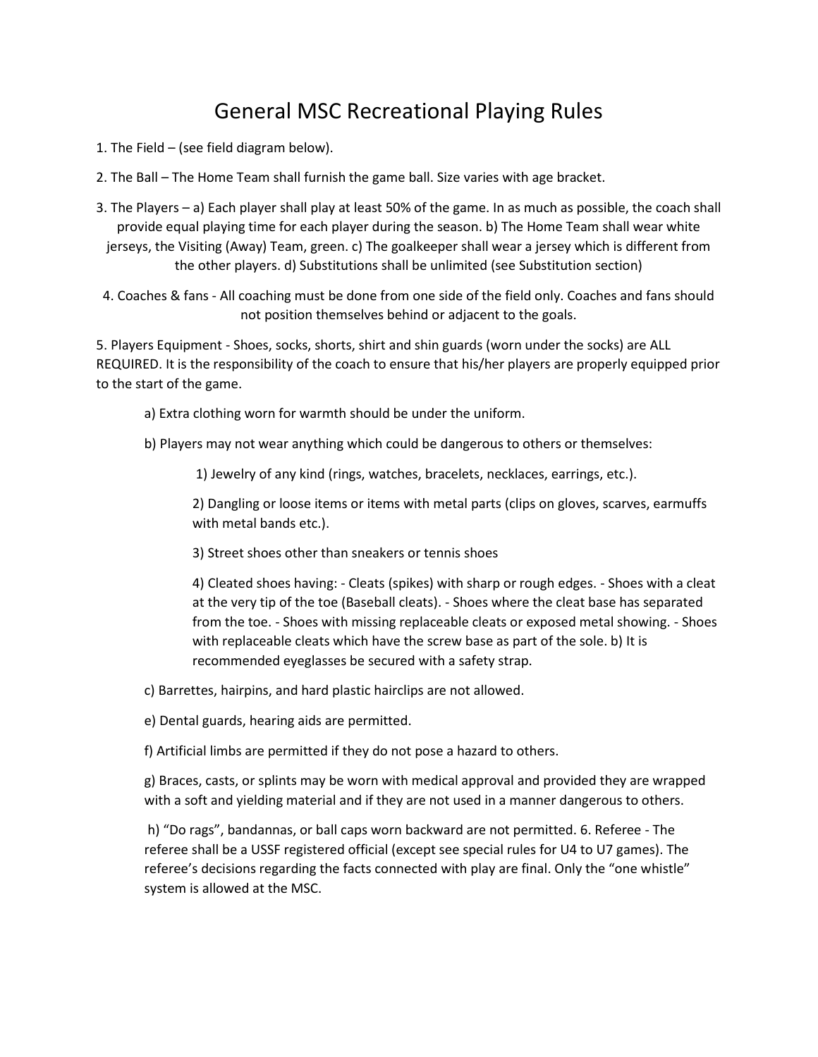# General MSC Recreational Playing Rules

1. The Field – (see field diagram below).

2. The Ball – The Home Team shall furnish the game ball. Size varies with age bracket.

3. The Players – a) Each player shall play at least 50% of the game. In as much as possible, the coach shall provide equal playing time for each player during the season. b) The Home Team shall wear white jerseys, the Visiting (Away) Team, green. c) The goalkeeper shall wear a jersey which is different from the other players. d) Substitutions shall be unlimited (see Substitution section)

4. Coaches & fans - All coaching must be done from one side of the field only. Coaches and fans should not position themselves behind or adjacent to the goals.

5. Players Equipment - Shoes, socks, shorts, shirt and shin guards (worn under the socks) are ALL REQUIRED. It is the responsibility of the coach to ensure that his/her players are properly equipped prior to the start of the game.

   a) Extra clothing worn for warmth should be under the uniform.

   b) Players may not wear anything which could be dangerous to others or themselves:

      1) Jewelry of any kind (rings, watches, bracelets, necklaces, earrings, etc.).

      2) Dangling or loose items or items with metal parts (clips on gloves, scarves, earmuffs with metal bands etc.).

      3) Street shoes other than sneakers or tennis shoes

      4) Cleated shoes having: - Cleats (spikes) with sharp or rough edges. - Shoes with a cleat at the very tip of the toe (Baseball cleats). - Shoes where the cleat base has separated from the toe. - Shoes with missing replaceable cleats or exposed metal showing. - Shoes with replaceable cleats which have the screw base as part of the sole. b) It is recommended eyeglasses be secured with a safety strap.

   c) Barrettes, hairpins, and hard plastic hairclips are not allowed.

   e) Dental guards, hearing aids are permitted.

   f) Artificial limbs are permitted if they do not pose a hazard to others.

   g) Braces, casts, or splints may be worn with medical approval and provided they are wrapped with a soft and yielding material and if they are not used in a manner dangerous to others.

   h) "Do rags", bandannas, or ball caps worn backward are not permitted. 6. Referee - The referee shall be a USSF registered official (except see special rules for U4 to U7 games). The referee's decisions regarding the facts connected with play are final. Only the "one whistle" system is allowed at the MSC.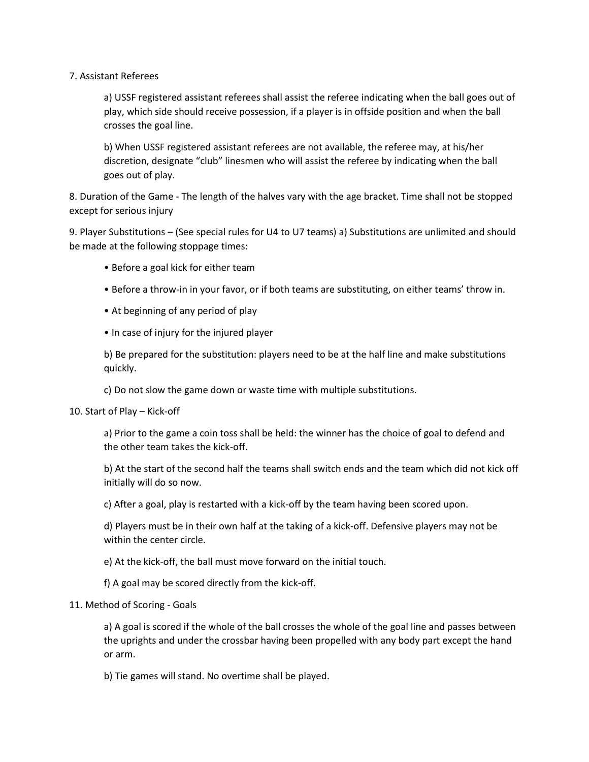7. Assistant Referees

a) USSF registered assistant referees shall assist the referee indicating when the ball goes out of play, which side should receive possession, if a player is in offside position and when the ball crosses the goal line.

b) When USSF registered assistant referees are not available, the referee may, at his/her discretion, designate "club" linesmen who will assist the referee by indicating when the ball goes out of play.

8. Duration of the Game - The length of the halves vary with the age bracket. Time shall not be stopped except for serious injury

9. Player Substitutions – (See special rules for U4 to U7 teams) a) Substitutions are unlimited and should be made at the following stoppage times:

- Before a goal kick for either team
- Before a throw-in in your favor, or if both teams are substituting, on either teams' throw in.
- At beginning of any period of play
- In case of injury for the injured player

b) Be prepared for the substitution: players need to be at the half line and make substitutions quickly.

c) Do not slow the game down or waste time with multiple substitutions.

10. Start of Play – Kick-off

a) Prior to the game a coin toss shall be held: the winner has the choice of goal to defend and the other team takes the kick-off.

b) At the start of the second half the teams shall switch ends and the team which did not kick off initially will do so now.

c) After a goal, play is restarted with a kick-off by the team having been scored upon.

d) Players must be in their own half at the taking of a kick-off. Defensive players may not be within the center circle.

e) At the kick-off, the ball must move forward on the initial touch.

f) A goal may be scored directly from the kick-off.

11. Method of Scoring - Goals

a) A goal is scored if the whole of the ball crosses the whole of the goal line and passes between the uprights and under the crossbar having been propelled with any body part except the hand or arm.

b) Tie games will stand. No overtime shall be played.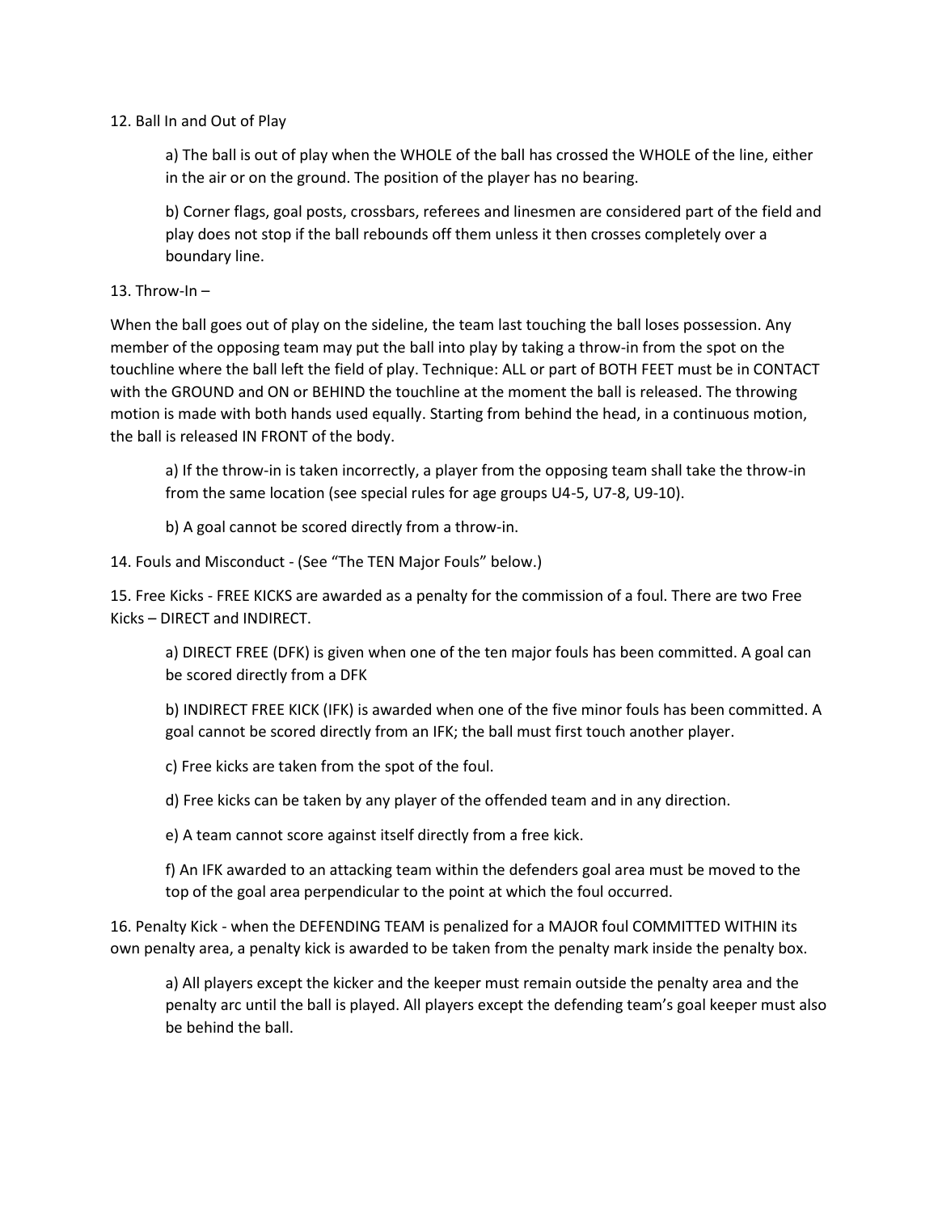12. Ball In and Out of Play

a) The ball is out of play when the WHOLE of the ball has crossed the WHOLE of the line, either in the air or on the ground. The position of the player has no bearing.

b) Corner flags, goal posts, crossbars, referees and linesmen are considered part of the field and play does not stop if the ball rebounds off them unless it then crosses completely over a boundary line.

13. Throw-In –

When the ball goes out of play on the sideline, the team last touching the ball loses possession. Any member of the opposing team may put the ball into play by taking a throw-in from the spot on the touchline where the ball left the field of play. Technique: ALL or part of BOTH FEET must be in CONTACT with the GROUND and ON or BEHIND the touchline at the moment the ball is released. The throwing motion is made with both hands used equally. Starting from behind the head, in a continuous motion, the ball is released IN FRONT of the body.

a) If the throw-in is taken incorrectly, a player from the opposing team shall take the throw-in from the same location (see special rules for age groups U4-5, U7-8, U9-10).

b) A goal cannot be scored directly from a throw-in.

14. Fouls and Misconduct - (See "The TEN Major Fouls" below.)

15. Free Kicks - FREE KICKS are awarded as a penalty for the commission of a foul. There are two Free Kicks – DIRECT and INDIRECT.

a) DIRECT FREE (DFK) is given when one of the ten major fouls has been committed. A goal can be scored directly from a DFK

b) INDIRECT FREE KICK (IFK) is awarded when one of the five minor fouls has been committed. A goal cannot be scored directly from an IFK; the ball must first touch another player.

c) Free kicks are taken from the spot of the foul.

d) Free kicks can be taken by any player of the offended team and in any direction.

e) A team cannot score against itself directly from a free kick.

f) An IFK awarded to an attacking team within the defenders goal area must be moved to the top of the goal area perpendicular to the point at which the foul occurred.

16. Penalty Kick - when the DEFENDING TEAM is penalized for a MAJOR foul COMMITTED WITHIN its own penalty area, a penalty kick is awarded to be taken from the penalty mark inside the penalty box.

a) All players except the kicker and the keeper must remain outside the penalty area and the penalty arc until the ball is played. All players except the defending team's goal keeper must also be behind the ball.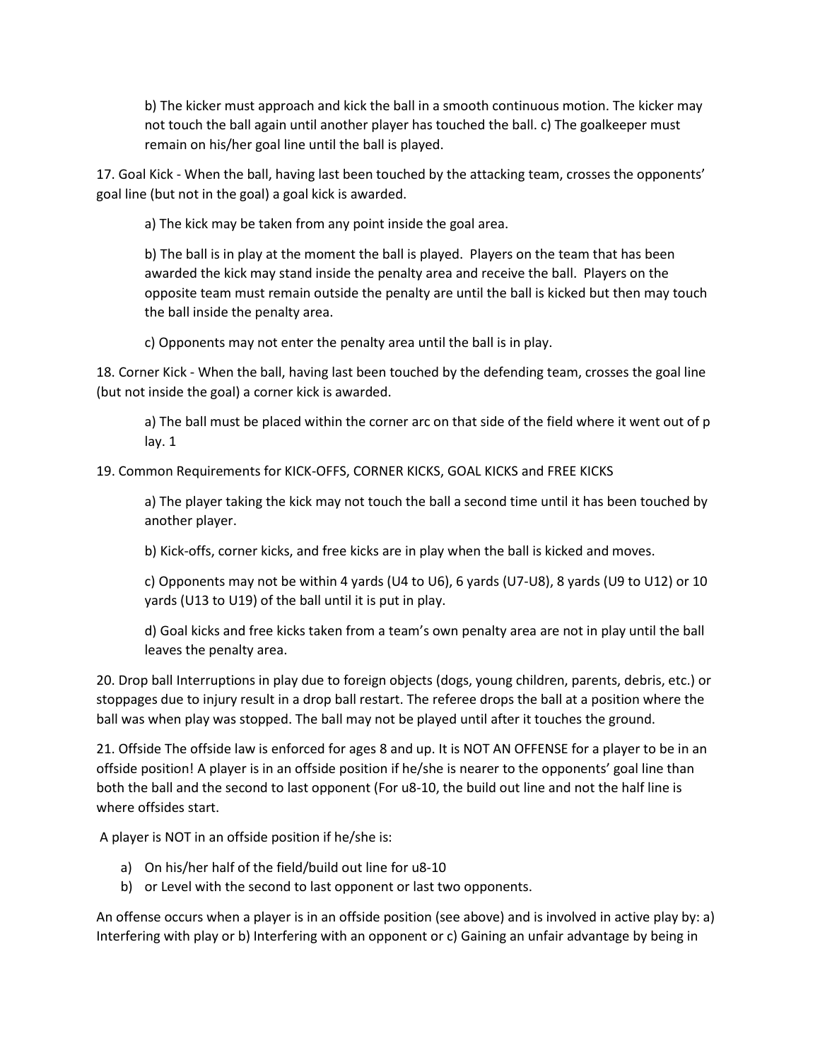b) The kicker must approach and kick the ball in a smooth continuous motion. The kicker may not touch the ball again until another player has touched the ball. c) The goalkeeper must remain on his/her goal line until the ball is played.

17. Goal Kick - When the ball, having last been touched by the attacking team, crosses the opponents' goal line (but not in the goal) a goal kick is awarded.

a) The kick may be taken from any point inside the goal area.

b) The ball is in play at the moment the ball is played. Players on the team that has been awarded the kick may stand inside the penalty area and receive the ball. Players on the opposite team must remain outside the penalty are until the ball is kicked but then may touch the ball inside the penalty area.

c) Opponents may not enter the penalty area until the ball is in play.

18. Corner Kick - When the ball, having last been touched by the defending team, crosses the goal line (but not inside the goal) a corner kick is awarded.

a) The ball must be placed within the corner arc on that side of the field where it went out of p lay. 1

19. Common Requirements for KICK-OFFS, CORNER KICKS, GOAL KICKS and FREE KICKS

a) The player taking the kick may not touch the ball a second time until it has been touched by another player.

b) Kick-offs, corner kicks, and free kicks are in play when the ball is kicked and moves.

c) Opponents may not be within 4 yards (U4 to U6), 6 yards (U7-U8), 8 yards (U9 to U12) or 10 yards (U13 to U19) of the ball until it is put in play.

d) Goal kicks and free kicks taken from a team's own penalty area are not in play until the ball leaves the penalty area.

20. Drop ball Interruptions in play due to foreign objects (dogs, young children, parents, debris, etc.) or stoppages due to injury result in a drop ball restart. The referee drops the ball at a position where the ball was when play was stopped. The ball may not be played until after it touches the ground.

21. Offside The offside law is enforced for ages 8 and up. It is NOT AN OFFENSE for a player to be in an offside position! A player is in an offside position if he/she is nearer to the opponents' goal line than both the ball and the second to last opponent (For u8-10, the build out line and not the half line is where offsides start.

A player is NOT in an offside position if he/she is:

a) On his/her half of the field/build out line for u8-10
b) or Level with the second to last opponent or last two opponents.

An offense occurs when a player is in an offside position (see above) and is involved in active play by: a) Interfering with play or b) Interfering with an opponent or c) Gaining an unfair advantage by being in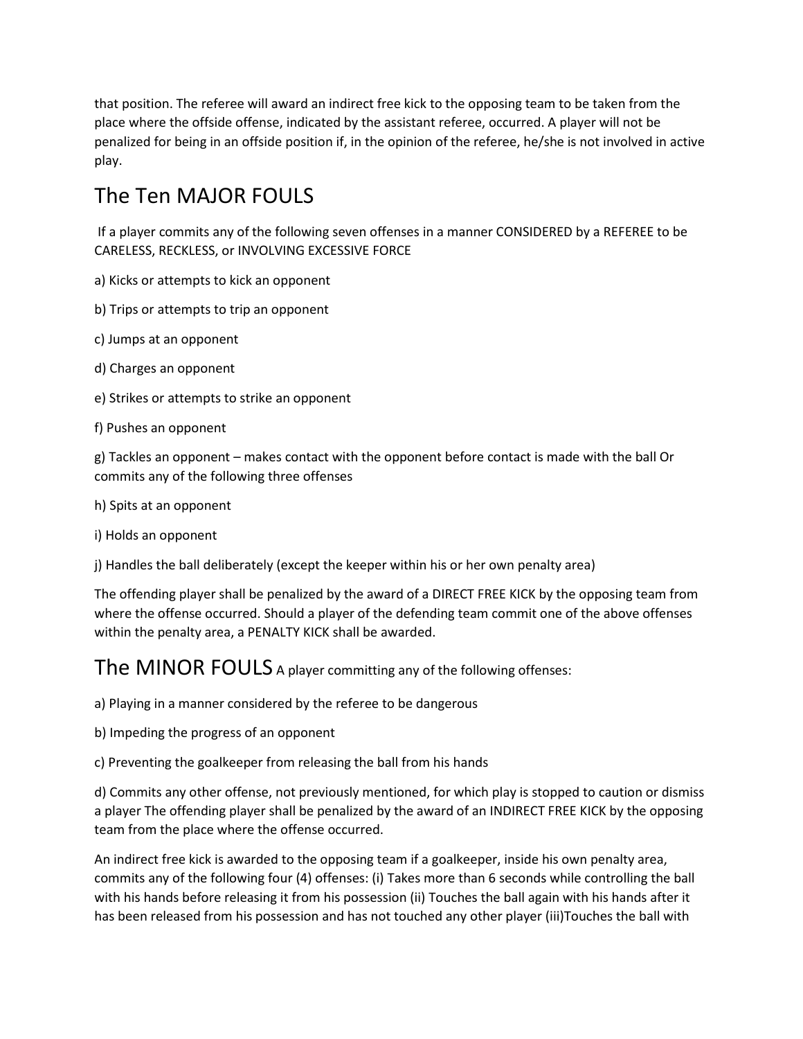that position. The referee will award an indirect free kick to the opposing team to be taken from the place where the offside offense, indicated by the assistant referee, occurred. A player will not be penalized for being in an offside position if, in the opinion of the referee, he/she is not involved in active play.

## The Ten MAJOR FOULS

If a player commits any of the following seven offenses in a manner CONSIDERED by a REFEREE to be CARELESS, RECKLESS, or INVOLVING EXCESSIVE FORCE

a) Kicks or attempts to kick an opponent

b) Trips or attempts to trip an opponent

c) Jumps at an opponent

d) Charges an opponent

e) Strikes or attempts to strike an opponent

f) Pushes an opponent

g) Tackles an opponent – makes contact with the opponent before contact is made with the ball Or commits any of the following three offenses

h) Spits at an opponent

i) Holds an opponent

j) Handles the ball deliberately (except the keeper within his or her own penalty area)

The offending player shall be penalized by the award of a DIRECT FREE KICK by the opposing team from where the offense occurred. Should a player of the defending team commit one of the above offenses within the penalty area, a PENALTY KICK shall be awarded.

## The MINOR FOULS

A player committing any of the following offenses:

a) Playing in a manner considered by the referee to be dangerous

b) Impeding the progress of an opponent

c) Preventing the goalkeeper from releasing the ball from his hands

d) Commits any other offense, not previously mentioned, for which play is stopped to caution or dismiss a player The offending player shall be penalized by the award of an INDIRECT FREE KICK by the opposing team from the place where the offense occurred.

An indirect free kick is awarded to the opposing team if a goalkeeper, inside his own penalty area, commits any of the following four (4) offenses: (i) Takes more than 6 seconds while controlling the ball with his hands before releasing it from his possession (ii) Touches the ball again with his hands after it has been released from his possession and has not touched any other player (iii)Touches the ball with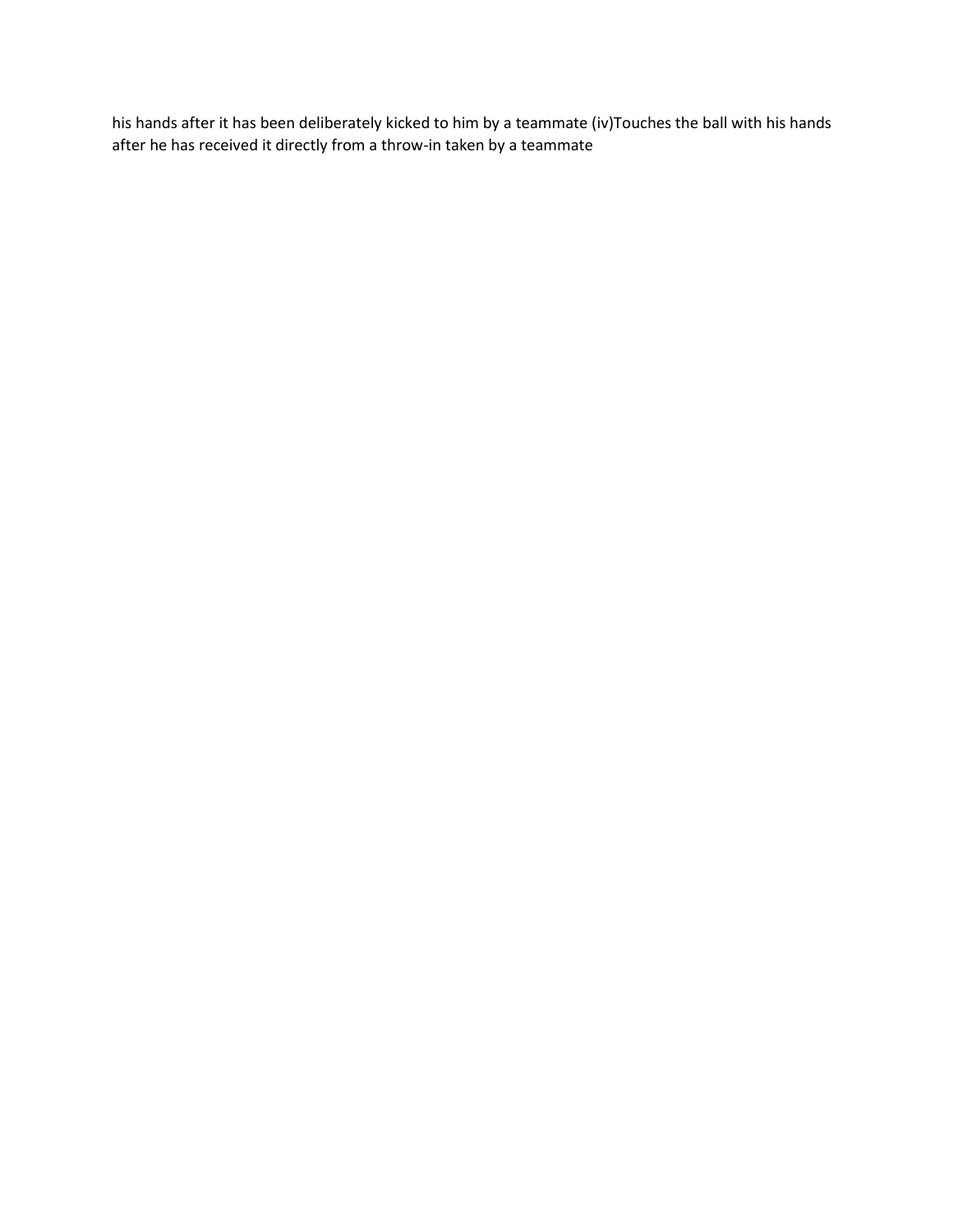his hands after it has been deliberately kicked to him by a teammate (iv)Touches the ball with his hands after he has received it directly from a throw-in taken by a teammate